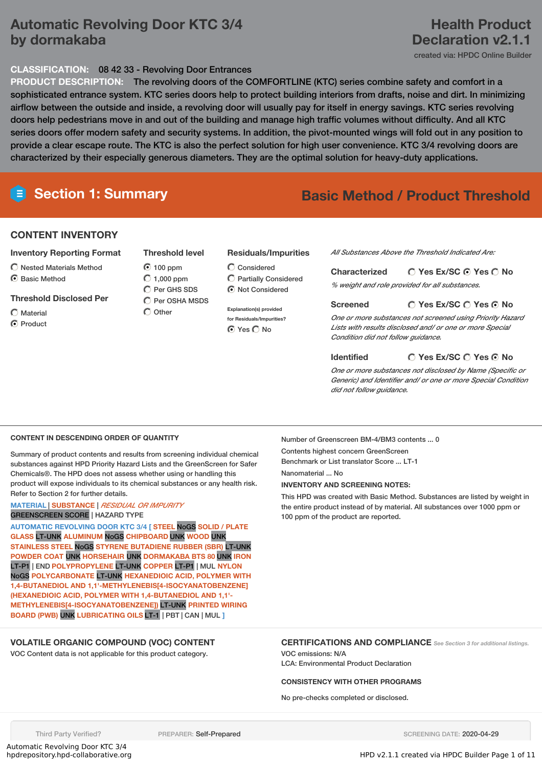# Automatic Revolving Door KTC 3/4 by dormakaba

# Health Product Declaration v2.1.1

created via: HPDC Online Builder

**CLASSIFICATION:** 08 42 33 - Revolving Door Entrances

**PRODUCT DESCRIPTION:** The revolving doors of the COMFORTLINE (KTC) series combine safety and comfort in a sophisticated entrance system. KTC series doors help to protect building interiors from drafts, noise and dirt. In minimizing airflow between the outside and inside, a revolving door will usually pay for itself in energy savings. KTC series revolving doors help pedestrians move in and out of the building and manage high traffic volumes without difficulty. And all KTC series doors offer modern safety and security systems. In addition, the pivot-mounted wings will fold out in any position to provide a clear escape route. The KTC is also the perfect solution for high user convenience. KTC 3/4 revolving doors are characterized by their especially generous diameters. They are the optimal solution for heavy-duty applications.

## Section 1: Summary

**Basic Method / Product Threshold**

### CONTENT INVENTORY

**Inventory Reporting Format**

- ○ Nested Materials Method
- ◉ Basic Method

**Threshold Disclosed Per**

- ○ Material
- ◉ Product

**Threshold level**

- ◉ 100 ppm
- ○ 1,000 ppm
- ○ Per GHS SDS
- ○ Per OSHA MSDS
- ○ Other

**Residuals/Impurities**

- ○ Considered
- ○ Partially Considered
- ◉ Not Considered

Explanation(s) provided for Residuals/Impurities?
◉ Yes ○ No

*All Substances Above the Threshold Indicated Are:*

**Characterized** ○ Yes Ex/SC ◉ Yes ○ No
*% weight and role provided for all substances.*

**Screened** ○ Yes Ex/SC ○ Yes ◉ No
*One or more substances not screened using Priority Hazard Lists with results disclosed and/ or one or more Special Condition did not follow guidance.*

**Identified** ○ Yes Ex/SC ○ Yes ◉ No
*One or more substances not disclosed by Name (Specific or Generic) and Identifier and/ or one or more Special Condition did not follow guidance.*

### CONTENT IN DESCENDING ORDER OF QUANTITY

Summary of product contents and results from screening individual chemical substances against HPD Priority Hazard Lists and the GreenScreen for Safer Chemicals®. The HPD does not assess whether using or handling this product will expose individuals to its chemical substances or any health risk. Refer to Section 2 for further details.

MATERIAL | SUBSTANCE | *RESIDUAL OR IMPURITY*
GREENSCREEN SCORE | HAZARD TYPE

AUTOMATIC REVOLVING DOOR KTC 3/4 [ STEEL NoGS SOLID / PLATE GLASS LT-UNK ALUMINUM NoGS CHIPBOARD UNK WOOD UNK STAINLESS STEEL NoGS STYRENE BUTADIENE RUBBER (SBR) LT-UNK POWDER COAT UNK HORSEHAIR UNK DORMAKABA BTS 80 UNK IRON LT-P1 | END POLYPROPYLENE LT-UNK COPPER LT-P1 | MUL NYLON NoGS POLYCARBONATE LT-UNK HEXANEDIOIC ACID, POLYMER WITH 1,4-BUTANEDIOL AND 1,1'-METHYLENEBIS[4-ISOCYANATOBENZENE] (HEXANEDIOIC ACID, POLYMER WITH 1,4-BUTANEDIOL AND 1,1'-METHYLENEBIS[4-ISOCYANATOBENZENE]) LT-UNK PRINTED WIRING BOARD (PWB) UNK LUBRICATING OILS LT-1 | PBT | CAN | MUL ]

Number of Greenscreen BM-4/BM3 contents ... 0

Contents highest concern GreenScreen Benchmark or List translator Score ... LT-1

Nanomaterial ... No

**INVENTORY AND SCREENING NOTES:**

This HPD was created with Basic Method. Substances are listed by weight in the entire product instead of by material. All substances over 1000 ppm or 100 ppm of the product are reported.

### VOLATILE ORGANIC COMPOUND (VOC) CONTENT

VOC Content data is not applicable for this product category.

### CERTIFICATIONS AND COMPLIANCE

*See Section 3 for additional listings.*

VOC emissions: N/A
LCA: Environmental Product Declaration

### CONSISTENCY WITH OTHER PROGRAMS

No pre-checks completed or disclosed.

Third Party Verified?

PREPARER: Self-Prepared

SCREENING DATE: 2020-04-29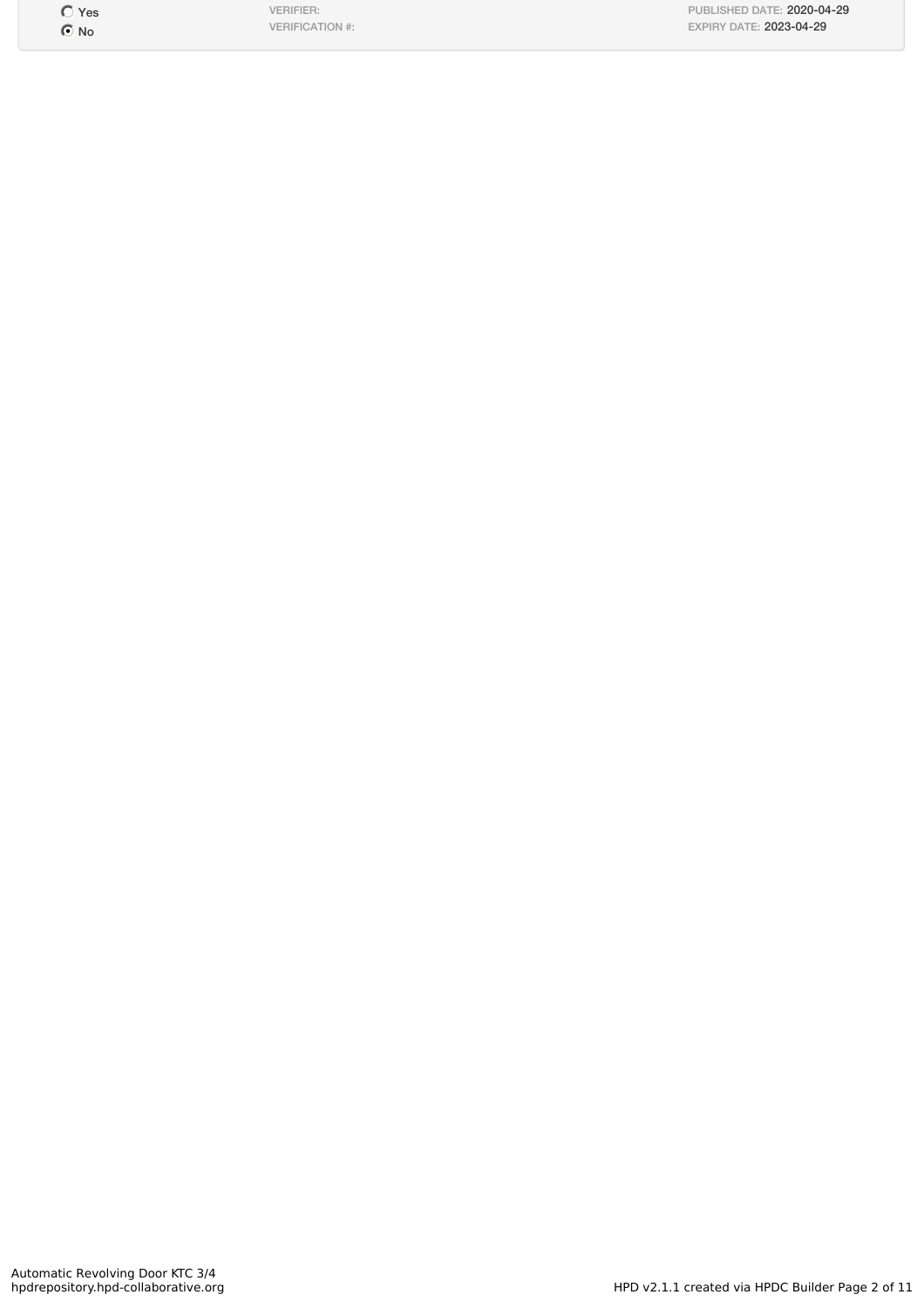| | | |
|---|---|---|
| ○ Yes<br>◉ No | VERIFIER:<br>VERIFICATION #: | PUBLISHED DATE: 2020-04-29<br>EXPIRY DATE: 2023-04-29 |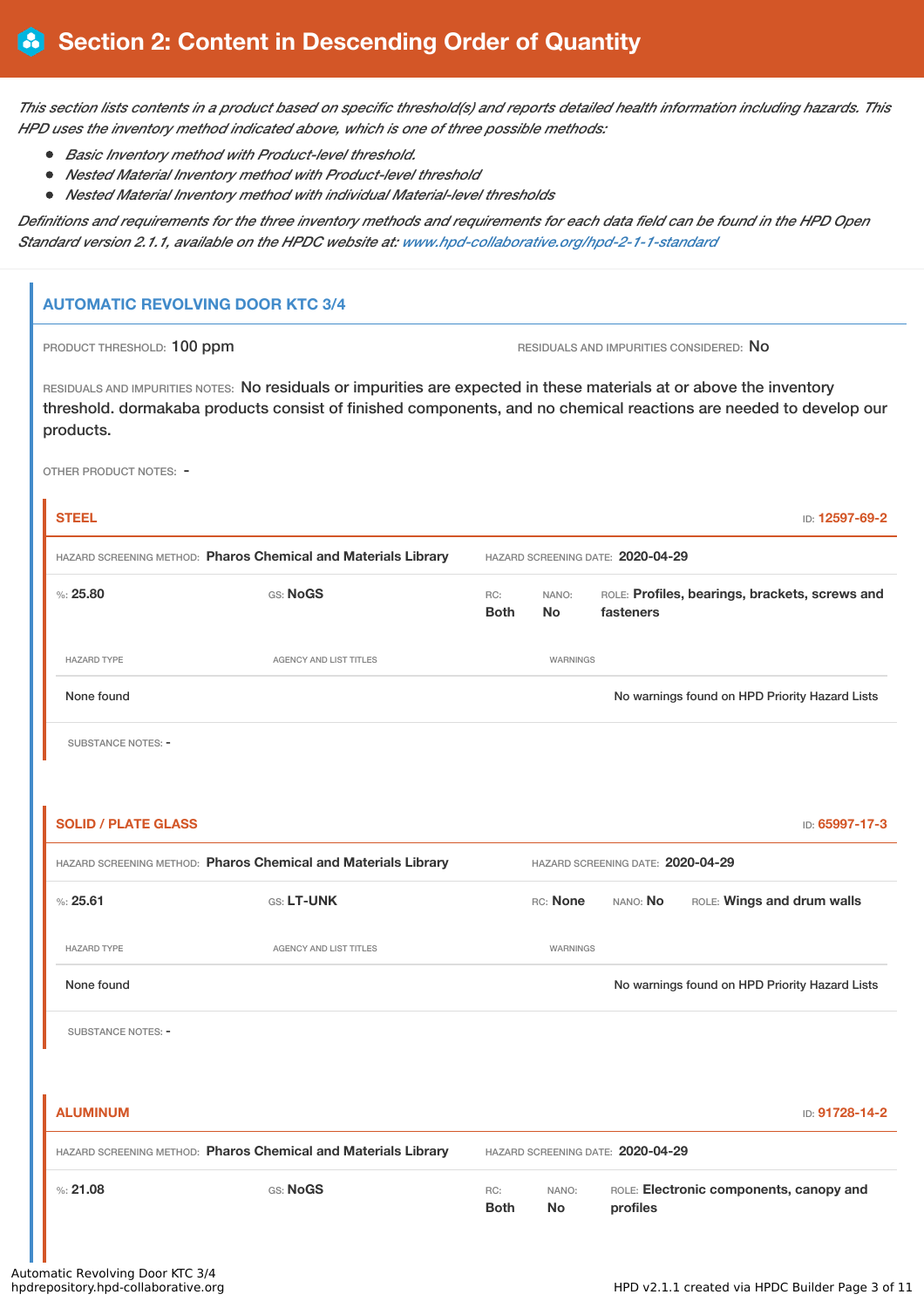# Section 2: Content in Descending Order of Quantity

*This section lists contents in a product based on specific threshold(s) and reports detailed health information including hazards. This HPD uses the inventory method indicated above, which is one of three possible methods:*

- *Basic Inventory method with Product-level threshold.*
- *Nested Material Inventory method with Product-level threshold*
- *Nested Material Inventory method with individual Material-level thresholds*

*Definitions and requirements for the three inventory methods and requirements for each data field can be found in the HPD Open Standard version 2.1.1, available on the HPDC website at: www.hpd-collaborative.org/hpd-2-1-1-standard*

## AUTOMATIC REVOLVING DOOR KTC 3/4

PRODUCT THRESHOLD: 100 ppm

RESIDUALS AND IMPURITIES CONSIDERED: No

RESIDUALS AND IMPURITIES NOTES: No residuals or impurities are expected in these materials at or above the inventory threshold. dormakaba products consist of finished components, and no chemical reactions are needed to develop our products.

OTHER PRODUCT NOTES: -

### STEEL

ID: 12597-69-2

HAZARD SCREENING METHOD: **Pharos Chemical and Materials Library**

HAZARD SCREENING DATE: **2020-04-29**

%: **25.80** GS: **NoGS** RC: **Both** NANO: **No** ROLE: **Profiles, bearings, brackets, screws and fasteners**

| HAZARD TYPE | AGENCY AND LIST TITLES | WARNINGS |
|---|---|---|
| None found | | No warnings found on HPD Priority Hazard Lists |

SUBSTANCE NOTES: -

### SOLID / PLATE GLASS

ID: 65997-17-3

HAZARD SCREENING METHOD: **Pharos Chemical and Materials Library**

HAZARD SCREENING DATE: **2020-04-29**

%: **25.61** GS: **LT-UNK** RC: **None** NANO: **No** ROLE: **Wings and drum walls**

| HAZARD TYPE | AGENCY AND LIST TITLES | WARNINGS |
|---|---|---|
| None found | | No warnings found on HPD Priority Hazard Lists |

SUBSTANCE NOTES: -

### ALUMINUM

ID: 91728-14-2

HAZARD SCREENING METHOD: **Pharos Chemical and Materials Library**

HAZARD SCREENING DATE: **2020-04-29**

%: **21.08** GS: **NoGS** RC: **Both** NANO: **No** ROLE: **Electronic components, canopy and profiles**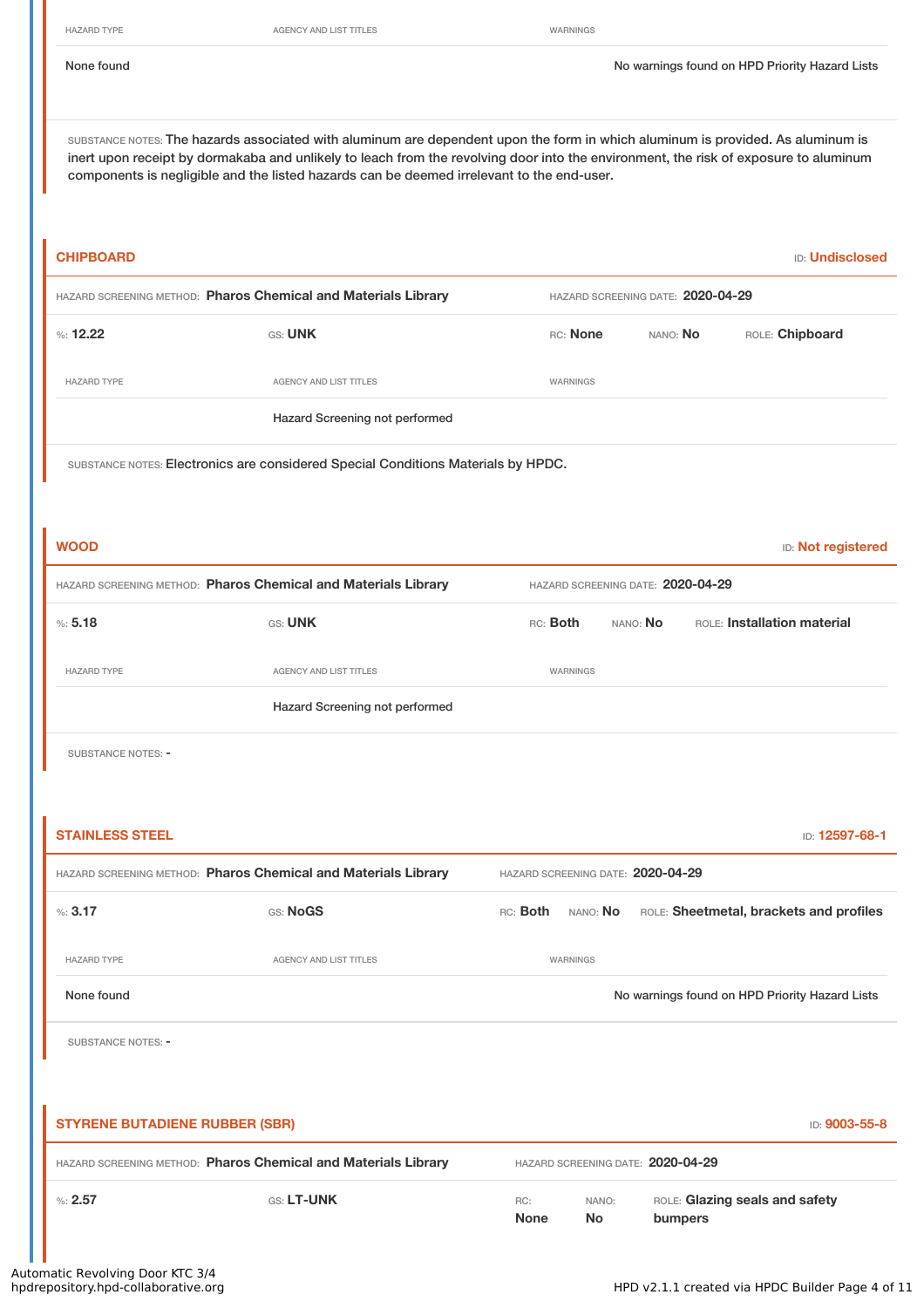| HAZARD TYPE | AGENCY AND LIST TITLES | WARNINGS |
|---|---|---|
| None found | | No warnings found on HPD Priority Hazard Lists |

SUBSTANCE NOTES: The hazards associated with aluminum are dependent upon the form in which aluminum is provided. As aluminum is inert upon receipt by dormakaba and unlikely to leach from the revolving door into the environment, the risk of exposure to aluminum components is negligible and the listed hazards can be deemed irrelevant to the end-user.

## CHIPBOARD

ID: **Undisclosed**

HAZARD SCREENING METHOD: **Pharos Chemical and Materials Library** HAZARD SCREENING DATE: **2020-04-29**

%: **12.22** GS: **UNK** RC: **None** NANO: **No** ROLE: **Chipboard**

| HAZARD TYPE | AGENCY AND LIST TITLES | WARNINGS |
|---|---|---|
| | Hazard Screening not performed | |

SUBSTANCE NOTES: Electronics are considered Special Conditions Materials by HPDC.

## WOOD

ID: **Not registered**

HAZARD SCREENING METHOD: **Pharos Chemical and Materials Library** HAZARD SCREENING DATE: **2020-04-29**

%: **5.18** GS: **UNK** RC: **Both** NANO: **No** ROLE: **Installation material**

| HAZARD TYPE | AGENCY AND LIST TITLES | WARNINGS |
|---|---|---|
| | Hazard Screening not performed | |

SUBSTANCE NOTES: -

## STAINLESS STEEL

ID: **12597-68-1**

HAZARD SCREENING METHOD: **Pharos Chemical and Materials Library** HAZARD SCREENING DATE: **2020-04-29**

%: **3.17** GS: **NoGS** RC: **Both** NANO: **No** ROLE: **Sheetmetal, brackets and profiles**

| HAZARD TYPE | AGENCY AND LIST TITLES | WARNINGS |
|---|---|---|
| None found | | No warnings found on HPD Priority Hazard Lists |

SUBSTANCE NOTES: -

## STYRENE BUTADIENE RUBBER (SBR)

ID: **9003-55-8**

HAZARD SCREENING METHOD: **Pharos Chemical and Materials Library** HAZARD SCREENING DATE: **2020-04-29**

%: **2.57** GS: **LT-UNK** RC: **None** NANO: **No** ROLE: **Glazing seals and safety bumpers**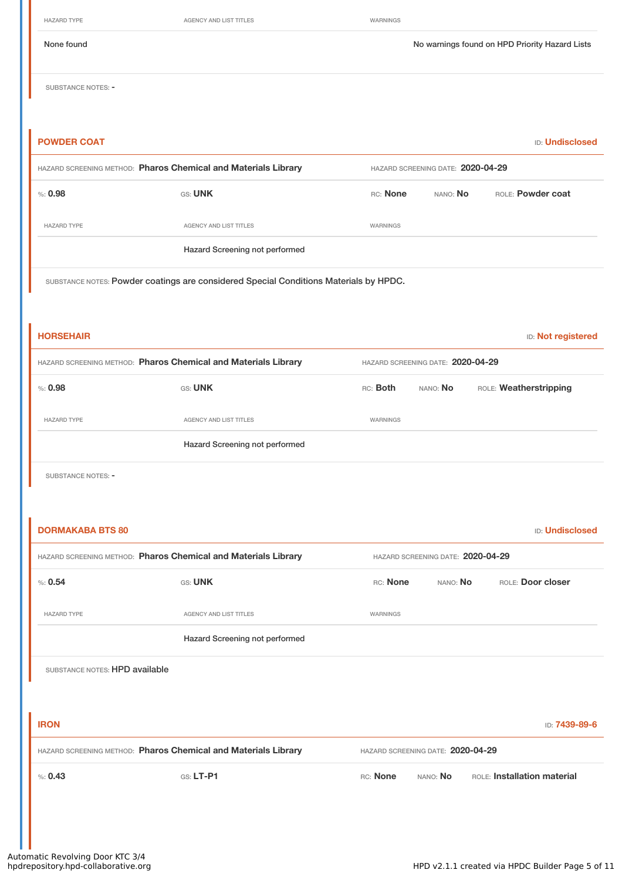| HAZARD TYPE | AGENCY AND LIST TITLES | WARNINGS |
|---|---|---|
| None found | | No warnings found on HPD Priority Hazard Lists |

SUBSTANCE NOTES: -

### POWDER COAT

ID: **Undisclosed**

HAZARD SCREENING METHOD: **Pharos Chemical and Materials Library** HAZARD SCREENING DATE: **2020-04-29**

%: **0.98** GS: **UNK** RC: **None** NANO: **No** ROLE: **Powder coat**

| HAZARD TYPE | AGENCY AND LIST TITLES | WARNINGS |
|---|---|---|
| | Hazard Screening not performed | |

SUBSTANCE NOTES: Powder coatings are considered Special Conditions Materials by HPDC.

### HORSEHAIR

ID: **Not registered**

HAZARD SCREENING METHOD: **Pharos Chemical and Materials Library** HAZARD SCREENING DATE: **2020-04-29**

%: **0.98** GS: **UNK** RC: **Both** NANO: **No** ROLE: **Weatherstripping**

| HAZARD TYPE | AGENCY AND LIST TITLES | WARNINGS |
|---|---|---|
| | Hazard Screening not performed | |

SUBSTANCE NOTES: -

### DORMAKABA BTS 80

ID: **Undisclosed**

HAZARD SCREENING METHOD: **Pharos Chemical and Materials Library** HAZARD SCREENING DATE: **2020-04-29**

%: **0.54** GS: **UNK** RC: **None** NANO: **No** ROLE: **Door closer**

| HAZARD TYPE | AGENCY AND LIST TITLES | WARNINGS |
|---|---|---|
| | Hazard Screening not performed | |

SUBSTANCE NOTES: HPD available

### IRON

ID: **7439-89-6**

HAZARD SCREENING METHOD: **Pharos Chemical and Materials Library** HAZARD SCREENING DATE: **2020-04-29**

%: **0.43** GS: **LT-P1** RC: **None** NANO: **No** ROLE: **Installation material**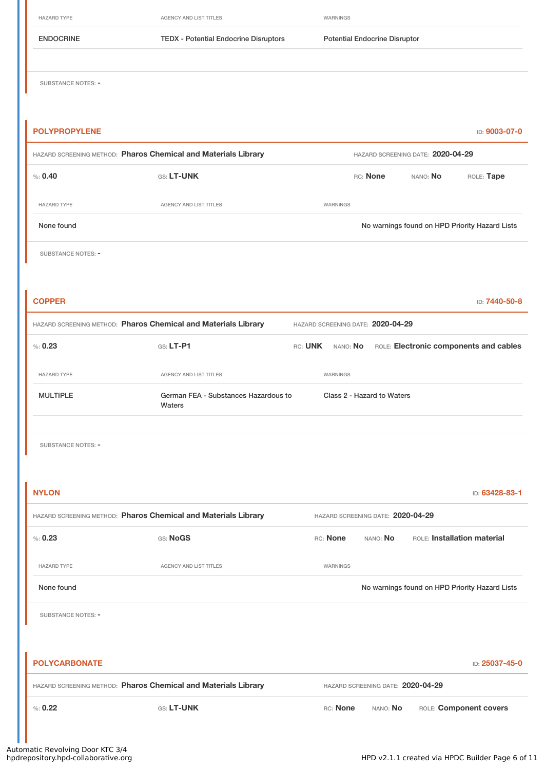| HAZARD TYPE | AGENCY AND LIST TITLES | WARNINGS |
| --- | --- | --- |
| ENDOCRINE | TEDX - Potential Endocrine Disruptors | Potential Endocrine Disruptor |

SUBSTANCE NOTES: -

## POLYPROPYLENE

ID: **9003-07-0**

HAZARD SCREENING METHOD: **Pharos Chemical and Materials Library** HAZARD SCREENING DATE: **2020-04-29**

%: **0.40** GS: **LT-UNK** RC: **None** NANO: **No** ROLE: **Tape**

| HAZARD TYPE | AGENCY AND LIST TITLES | WARNINGS |
| --- | --- | --- |
| None found | | No warnings found on HPD Priority Hazard Lists |

SUBSTANCE NOTES: -

## COPPER

ID: **7440-50-8**

HAZARD SCREENING METHOD: **Pharos Chemical and Materials Library** HAZARD SCREENING DATE: **2020-04-29**

%: **0.23** GS: **LT-P1** RC: **UNK** NANO: **No** ROLE: **Electronic components and cables**

| HAZARD TYPE | AGENCY AND LIST TITLES | WARNINGS |
| --- | --- | --- |
| MULTIPLE | German FEA - Substances Hazardous to Waters | Class 2 - Hazard to Waters |

SUBSTANCE NOTES: -

## NYLON

ID: **63428-83-1**

HAZARD SCREENING METHOD: **Pharos Chemical and Materials Library** HAZARD SCREENING DATE: **2020-04-29**

%: **0.23** GS: **NoGS** RC: **None** NANO: **No** ROLE: **Installation material**

| HAZARD TYPE | AGENCY AND LIST TITLES | WARNINGS |
| --- | --- | --- |
| None found | | No warnings found on HPD Priority Hazard Lists |

SUBSTANCE NOTES: -

## POLYCARBONATE

ID: **25037-45-0**

HAZARD SCREENING METHOD: **Pharos Chemical and Materials Library** HAZARD SCREENING DATE: **2020-04-29**

%: **0.22** GS: **LT-UNK** RC: **None** NANO: **No** ROLE: **Component covers**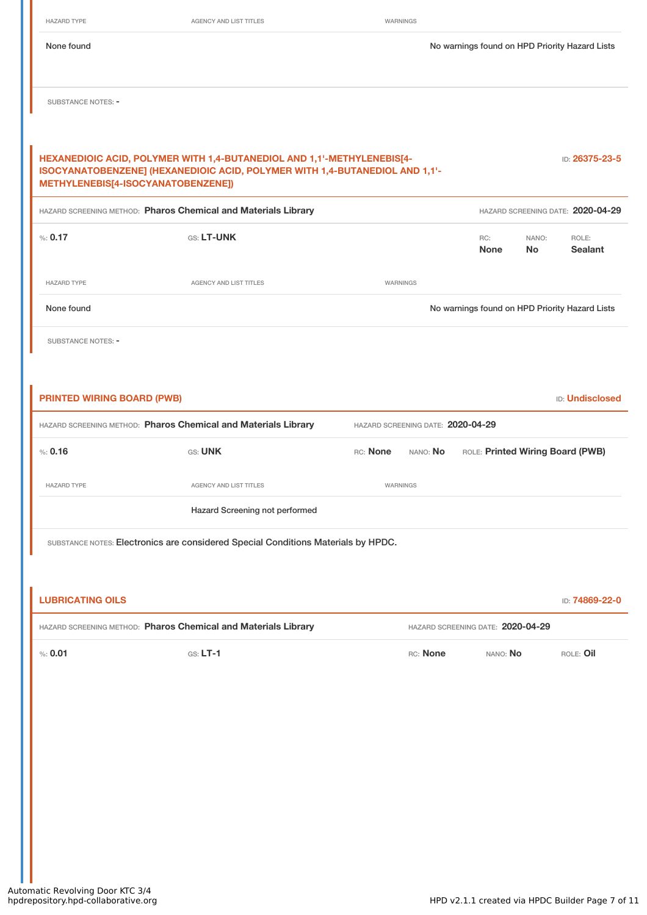| HAZARD TYPE | AGENCY AND LIST TITLES | WARNINGS |
| --- | --- | --- |
| None found | | No warnings found on HPD Priority Hazard Lists |

SUBSTANCE NOTES: -

### HEXANEDIOIC ACID, POLYMER WITH 1,4-BUTANEDIOL AND 1,1'-METHYLENEBIS[4-ISOCYANATOBENZENE] (HEXANEDIOIC ACID, POLYMER WITH 1,4-BUTANEDIOL AND 1,1'-METHYLENEBIS[4-ISOCYANATOBENZENE])

ID: 26375-23-5

HAZARD SCREENING METHOD: **Pharos Chemical and Materials Library** HAZARD SCREENING DATE: **2020-04-29**

%: **0.17** GS: **LT-UNK** RC: **None** NANO: **No** ROLE: **Sealant**

| HAZARD TYPE | AGENCY AND LIST TITLES | WARNINGS |
| --- | --- | --- |
| None found | | No warnings found on HPD Priority Hazard Lists |

SUBSTANCE NOTES: -

### PRINTED WIRING BOARD (PWB)

ID: Undisclosed

HAZARD SCREENING METHOD: **Pharos Chemical and Materials Library** HAZARD SCREENING DATE: **2020-04-29**

%: **0.16** GS: **UNK** RC: **None** NANO: **No** ROLE: **Printed Wiring Board (PWB)**

| HAZARD TYPE | AGENCY AND LIST TITLES | WARNINGS |
| --- | --- | --- |
| | Hazard Screening not performed | |

SUBSTANCE NOTES: Electronics are considered Special Conditions Materials by HPDC.

### LUBRICATING OILS

ID: 74869-22-0

HAZARD SCREENING METHOD: **Pharos Chemical and Materials Library** HAZARD SCREENING DATE: **2020-04-29**

%: **0.01** GS: **LT-1** RC: **None** NANO: **No** ROLE: **Oil**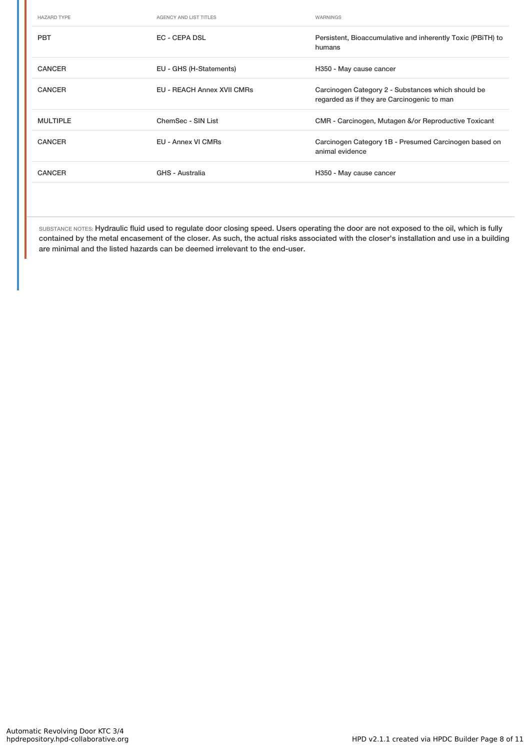| HAZARD TYPE | AGENCY AND LIST TITLES | WARNINGS |
|---|---|---|
| PBT | EC - CEPA DSL | Persistent, Bioaccumulative and inherently Toxic (PBiTH) to humans |
| CANCER | EU - GHS (H-Statements) | H350 - May cause cancer |
| CANCER | EU - REACH Annex XVII CMRs | Carcinogen Category 2 - Substances which should be regarded as if they are Carcinogenic to man |
| MULTIPLE | ChemSec - SIN List | CMR - Carcinogen, Mutagen &/or Reproductive Toxicant |
| CANCER | EU - Annex VI CMRs | Carcinogen Category 1B - Presumed Carcinogen based on animal evidence |
| CANCER | GHS - Australia | H350 - May cause cancer |

SUBSTANCE NOTES: Hydraulic fluid used to regulate door closing speed. Users operating the door are not exposed to the oil, which is fully contained by the metal encasement of the closer. As such, the actual risks associated with the closer's installation and use in a building are minimal and the listed hazards can be deemed irrelevant to the end-user.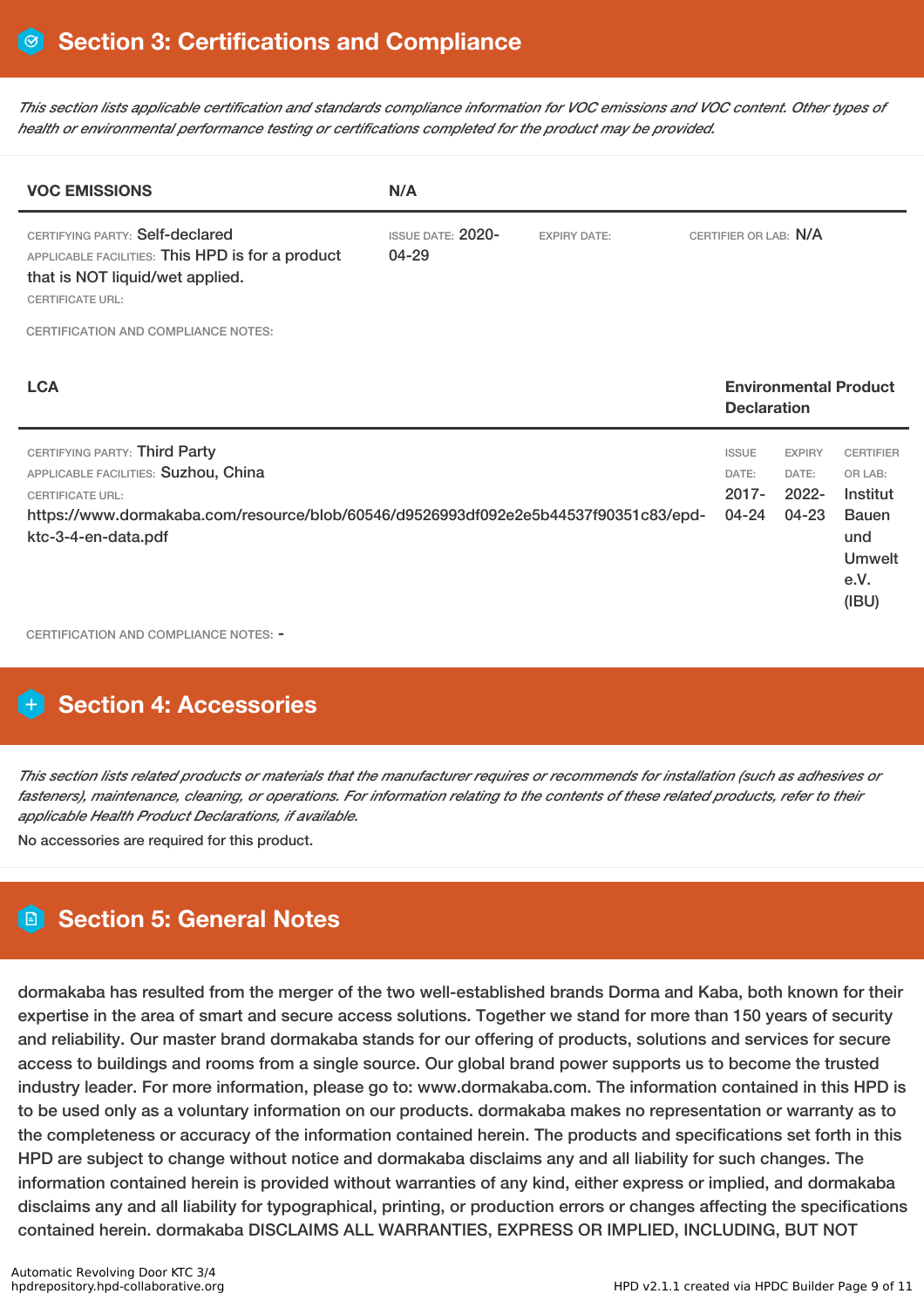## Section 3: Certifications and Compliance

*This section lists applicable certification and standards compliance information for VOC emissions and VOC content. Other types of health or environmental performance testing or certifications completed for the product may be provided.*

| VOC EMISSIONS | N/A | | |
|---|---|---|---|
| CERTIFYING PARTY: Self-declared<br>APPLICABLE FACILITIES: This HPD is for a product that is NOT liquid/wet applied.<br>CERTIFICATE URL: | ISSUE DATE: 2020-04-29 | EXPIRY DATE: | CERTIFIER OR LAB: N/A |

CERTIFICATION AND COMPLIANCE NOTES:

| LCA | Environmental Product Declaration | | |
|---|---|---|---|
| CERTIFYING PARTY: Third Party<br>APPLICABLE FACILITIES: Suzhou, China<br>CERTIFICATE URL:<br>https://www.dormakaba.com/resource/blob/60546/d9526993df092e2e5b44537f90351c83/epd-ktc-3-4-en-data.pdf | ISSUE DATE: 2017-04-24 | EXPIRY DATE: 2022-04-23 | CERTIFIER OR LAB: Institut Bauen und Umwelt e.V. (IBU) |

CERTIFICATION AND COMPLIANCE NOTES: -

## Section 4: Accessories

*This section lists related products or materials that the manufacturer requires or recommends for installation (such as adhesives or fasteners), maintenance, cleaning, or operations. For information relating to the contents of these related products, refer to their applicable Health Product Declarations, if available.*

No accessories are required for this product.

## Section 5: General Notes

dormakaba has resulted from the merger of the two well-established brands Dorma and Kaba, both known for their expertise in the area of smart and secure access solutions. Together we stand for more than 150 years of security and reliability. Our master brand dormakaba stands for our offering of products, solutions and services for secure access to buildings and rooms from a single source. Our global brand power supports us to become the trusted industry leader. For more information, please go to: www.dormakaba.com. The information contained in this HPD is to be used only as a voluntary information on our products. dormakaba makes no representation or warranty as to the completeness or accuracy of the information contained herein. The products and specifications set forth in this HPD are subject to change without notice and dormakaba disclaims any and all liability for such changes. The information contained herein is provided without warranties of any kind, either express or implied, and dormakaba disclaims any and all liability for typographical, printing, or production errors or changes affecting the specifications contained herein. dormakaba DISCLAIMS ALL WARRANTIES, EXPRESS OR IMPLIED, INCLUDING, BUT NOT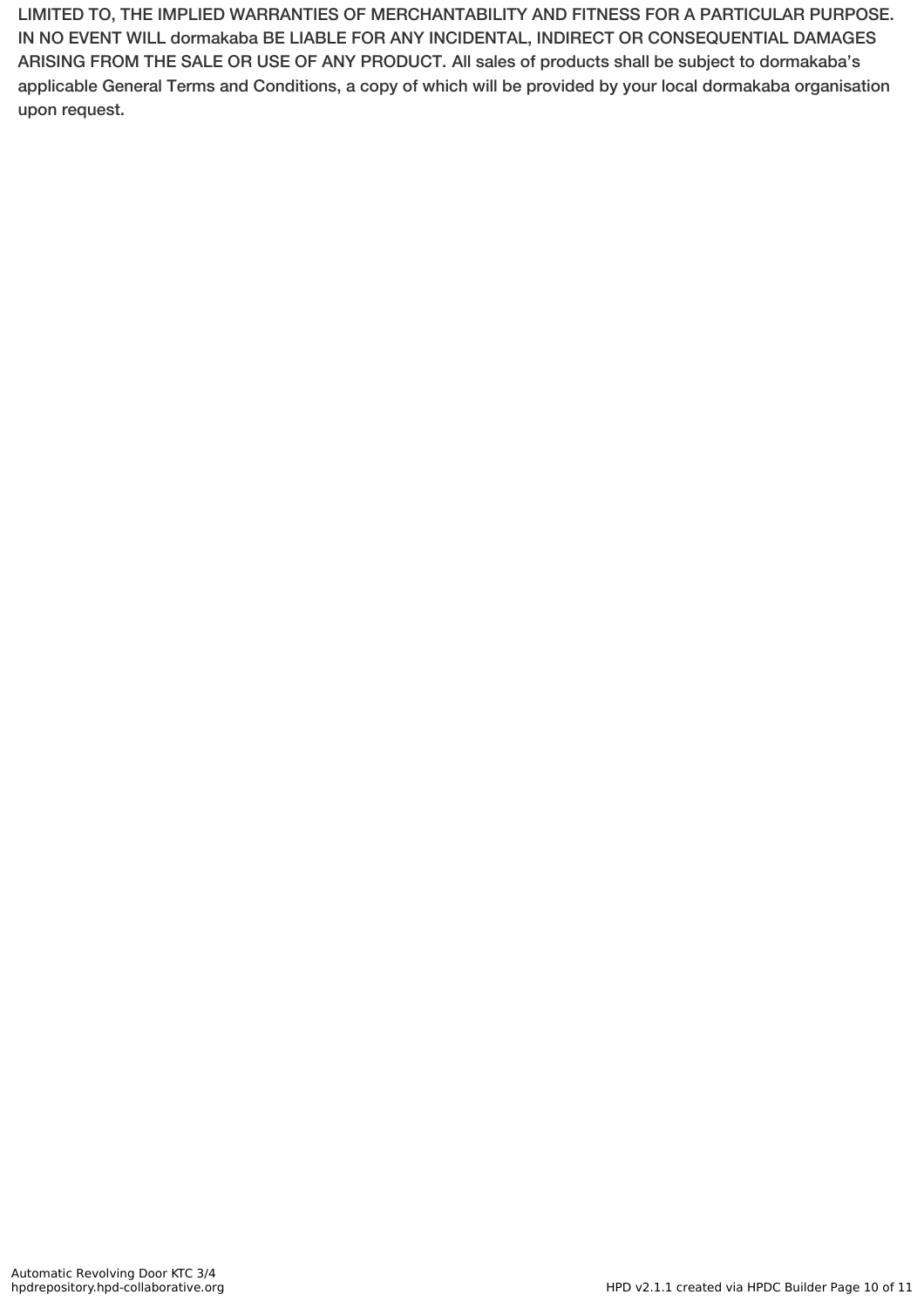LIMITED TO, THE IMPLIED WARRANTIES OF MERCHANTABILITY AND FITNESS FOR A PARTICULAR PURPOSE. IN NO EVENT WILL dormakaba BE LIABLE FOR ANY INCIDENTAL, INDIRECT OR CONSEQUENTIAL DAMAGES ARISING FROM THE SALE OR USE OF ANY PRODUCT. All sales of products shall be subject to dormakaba's applicable General Terms and Conditions, a copy of which will be provided by your local dormakaba organisation upon request.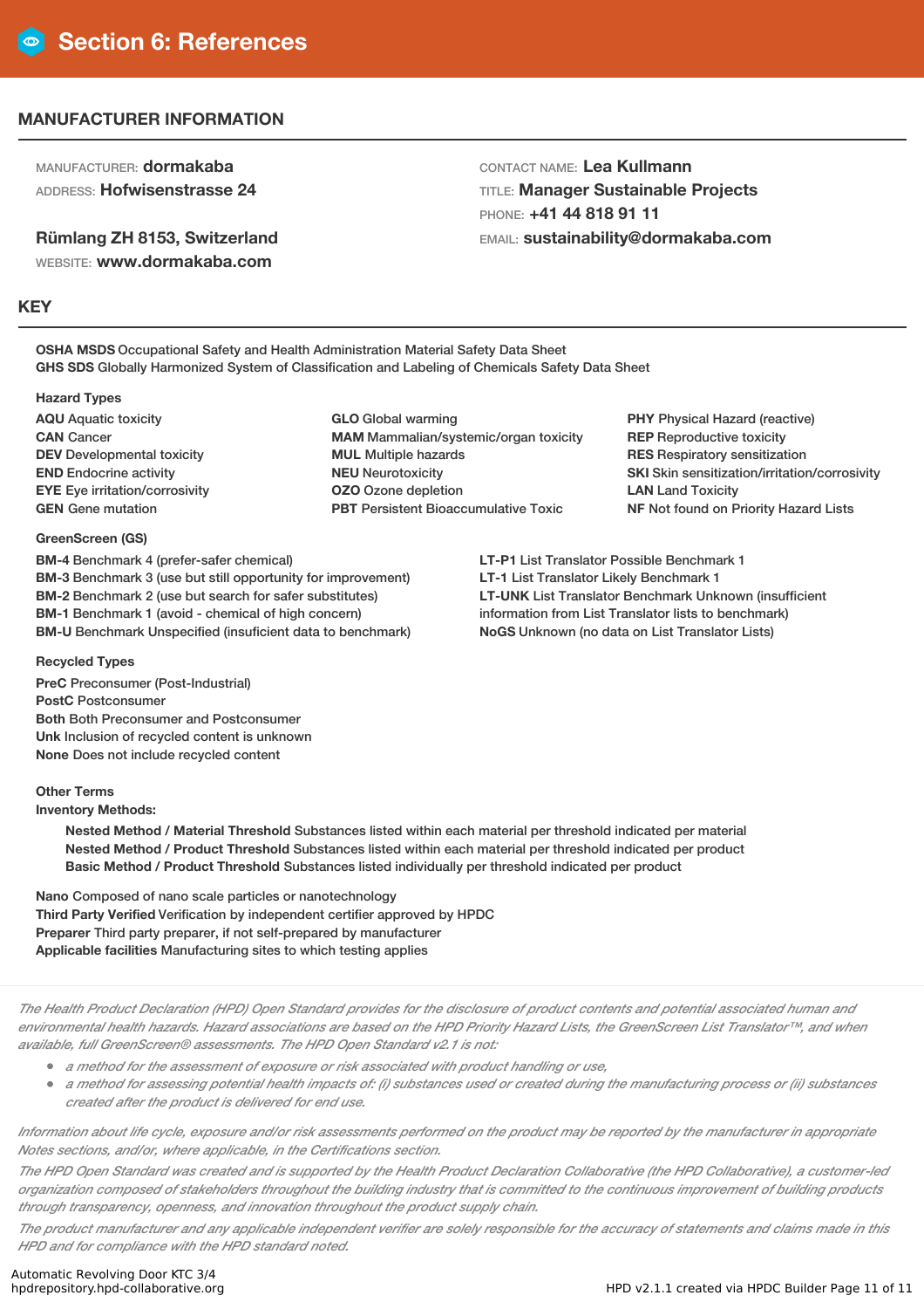# Section 6: References

## MANUFACTURER INFORMATION

MANUFACTURER: **dormakaba**
ADDRESS: **Hofwisenstrasse 24**

**Rümlang ZH 8153, Switzerland**
WEBSITE: **www.dormakaba.com**

CONTACT NAME: **Lea Kullmann**
TITLE: **Manager Sustainable Projects**
PHONE: **+41 44 818 91 11**
EMAIL: **sustainability@dormakaba.com**

## KEY

**OSHA MSDS** Occupational Safety and Health Administration Material Safety Data Sheet
**GHS SDS** Globally Harmonized System of Classification and Labeling of Chemicals Safety Data Sheet

**Hazard Types**

**AQU** Aquatic toxicity
**CAN** Cancer
**DEV** Developmental toxicity
**END** Endocrine activity
**EYE** Eye irritation/corrosivity
**GEN** Gene mutation
**GLO** Global warming
**MAM** Mammalian/systemic/organ toxicity
**MUL** Multiple hazards
**NEU** Neurotoxicity
**OZO** Ozone depletion
**PBT** Persistent Bioaccumulative Toxic
**PHY** Physical Hazard (reactive)
**REP** Reproductive toxicity
**RES** Respiratory sensitization
**SKI** Skin sensitization/irritation/corrosivity
**LAN** Land Toxicity
**NF** Not found on Priority Hazard Lists

**GreenScreen (GS)**

**BM-4** Benchmark 4 (prefer-safer chemical)
**BM-3** Benchmark 3 (use but still opportunity for improvement)
**BM-2** Benchmark 2 (use but search for safer substitutes)
**BM-1** Benchmark 1 (avoid - chemical of high concern)
**BM-U** Benchmark Unspecified (insuficient data to benchmark)
**LT-P1** List Translator Possible Benchmark 1
**LT-1** List Translator Likely Benchmark 1
**LT-UNK** List Translator Benchmark Unknown (insufficient information from List Translator lists to benchmark)
**NoGS** Unknown (no data on List Translator Lists)

**Recycled Types**

**PreC** Preconsumer (Post-Industrial)
**PostC** Postconsumer
**Both** Both Preconsumer and Postconsumer
**Unk** Inclusion of recycled content is unknown
**None** Does not include recycled content

**Other Terms**
**Inventory Methods:**

**Nested Method / Material Threshold** Substances listed within each material per threshold indicated per material
**Nested Method / Product Threshold** Substances listed within each material per threshold indicated per product
**Basic Method / Product Threshold** Substances listed individually per threshold indicated per product

**Nano** Composed of nano scale particles or nanotechnology
**Third Party Verified** Verification by independent certifier approved by HPDC
**Preparer** Third party preparer, if not self-prepared by manufacturer
**Applicable facilities** Manufacturing sites to which testing applies

*The Health Product Declaration (HPD) Open Standard provides for the disclosure of product contents and potential associated human and environmental health hazards. Hazard associations are based on the HPD Priority Hazard Lists, the GreenScreen List Translator™, and when available, full GreenScreen® assessments. The HPD Open Standard v2.1 is not:*

- *a method for the assessment of exposure or risk associated with product handling or use,*
- *a method for assessing potential health impacts of: (i) substances used or created during the manufacturing process or (ii) substances created after the product is delivered for end use.*

*Information about life cycle, exposure and/or risk assessments performed on the product may be reported by the manufacturer in appropriate Notes sections, and/or, where applicable, in the Certifications section.*

*The HPD Open Standard was created and is supported by the Health Product Declaration Collaborative (the HPD Collaborative), a customer-led organization composed of stakeholders throughout the building industry that is committed to the continuous improvement of building products through transparency, openness, and innovation throughout the product supply chain.*

*The product manufacturer and any applicable independent verifier are solely responsible for the accuracy of statements and claims made in this HPD and for compliance with the HPD standard noted.*